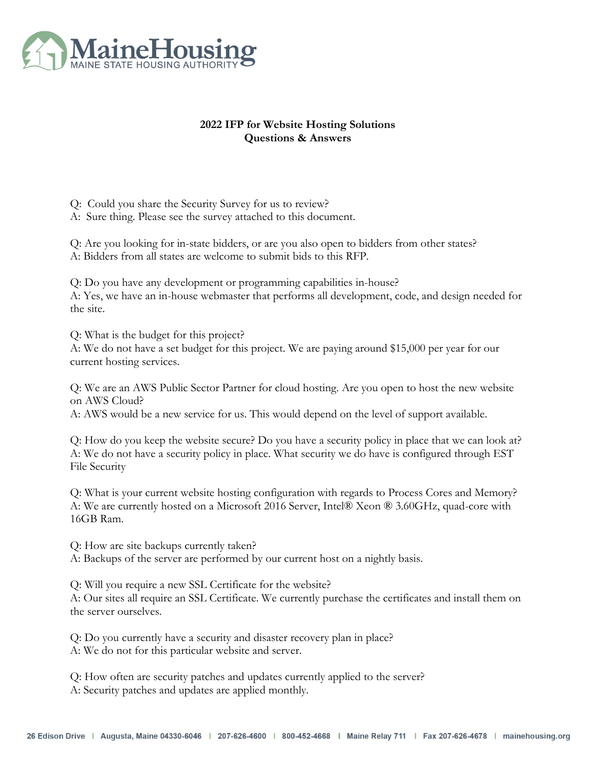MaineHousing
MAINE STATE HOUSING AUTHORITY

**2022 IFP for Website Hosting Solutions**
**Questions & Answers**

Q: Could you share the Security Survey for us to review?
A: Sure thing. Please see the survey attached to this document.

Q: Are you looking for in-state bidders, or are you also open to bidders from other states?
A: Bidders from all states are welcome to submit bids to this RFP.

Q: Do you have any development or programming capabilities in-house?
A: Yes, we have an in-house webmaster that performs all development, code, and design needed for the site.

Q: What is the budget for this project?
A: We do not have a set budget for this project. We are paying around $15,000 per year for our current hosting services.

Q: We are an AWS Public Sector Partner for cloud hosting. Are you open to host the new website on AWS Cloud?
A: AWS would be a new service for us. This would depend on the level of support available.

Q: How do you keep the website secure? Do you have a security policy in place that we can look at?
A: We do not have a security policy in place. What security we do have is configured through EST File Security

Q: What is your current website hosting configuration with regards to Process Cores and Memory?
A: We are currently hosted on a Microsoft 2016 Server, Intel® Xeon ® 3.60GHz, quad-core with 16GB Ram.

Q: How are site backups currently taken?
A: Backups of the server are performed by our current host on a nightly basis.

Q: Will you require a new SSL Certificate for the website?
A: Our sites all require an SSL Certificate. We currently purchase the certificates and install them on the server ourselves.

Q: Do you currently have a security and disaster recovery plan in place?
A: We do not for this particular website and server.

Q: How often are security patches and updates currently applied to the server?
A: Security patches and updates are applied monthly.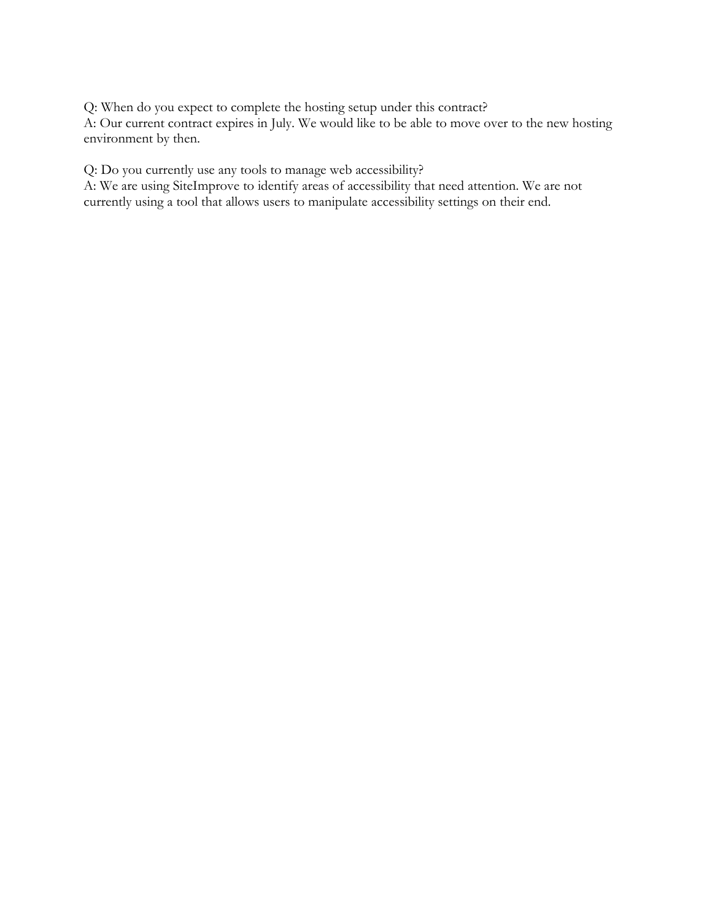Q: When do you expect to complete the hosting setup under this contract?
A: Our current contract expires in July. We would like to be able to move over to the new hosting environment by then.

Q: Do you currently use any tools to manage web accessibility?
A: We are using SiteImprove to identify areas of accessibility that need attention. We are not currently using a tool that allows users to manipulate accessibility settings on their end.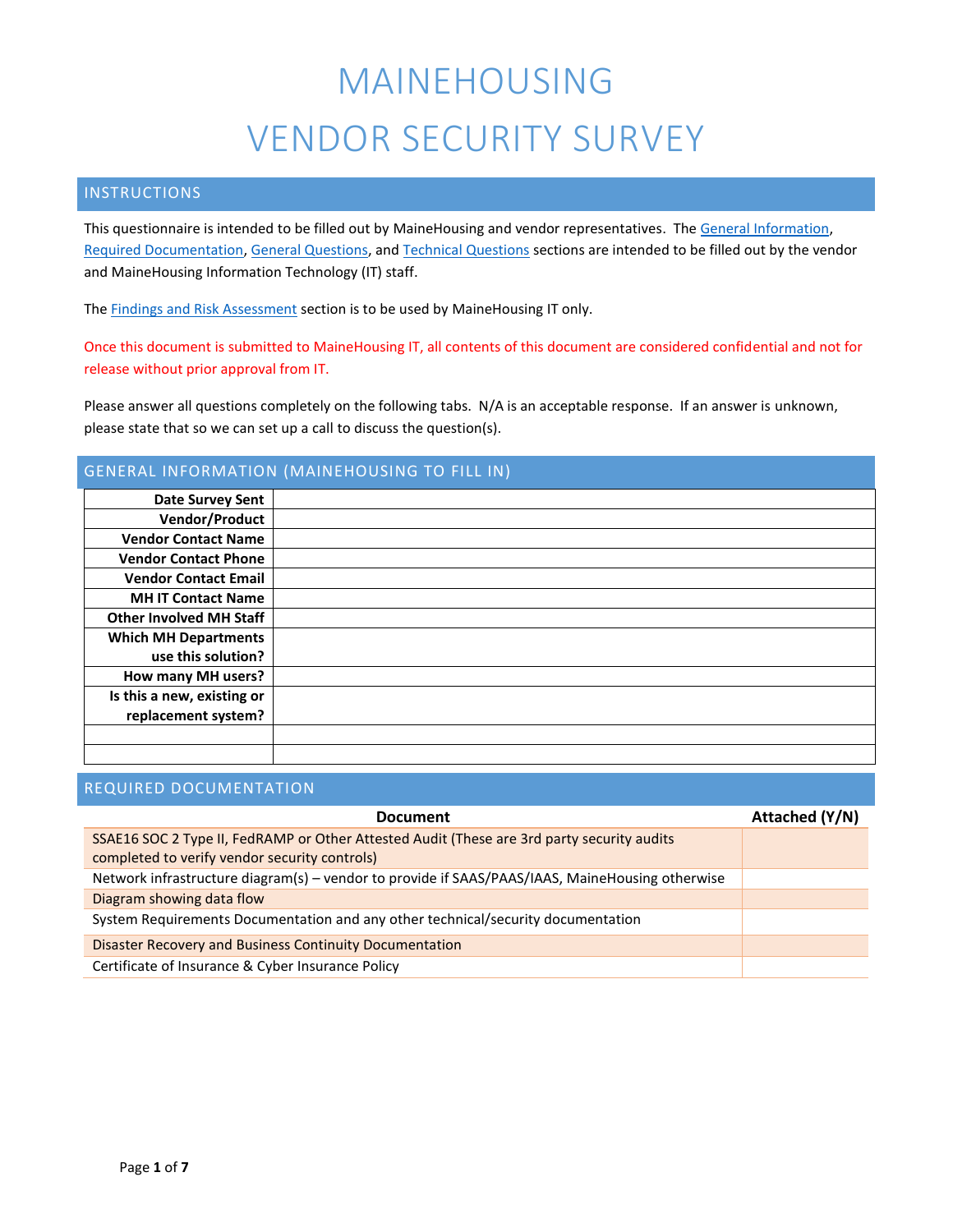# MAINEHOUSING

# VENDOR SECURITY SURVEY

## INSTRUCTIONS

This questionnaire is intended to be filled out by MaineHousing and vendor representatives. The General Information, Required Documentation, General Questions, and Technical Questions sections are intended to be filled out by the vendor and MaineHousing Information Technology (IT) staff.

The Findings and Risk Assessment section is to be used by MaineHousing IT only.

Once this document is submitted to MaineHousing IT, all contents of this document are considered confidential and not for release without prior approval from IT.

Please answer all questions completely on the following tabs. N/A is an acceptable response. If an answer is unknown, please state that so we can set up a call to discuss the question(s).

## GENERAL INFORMATION (MAINEHOUSING TO FILL IN)

| | |
|---|---|
| **Date Survey Sent** | |
| **Vendor/Product** | |
| **Vendor Contact Name** | |
| **Vendor Contact Phone** | |
| **Vendor Contact Email** | |
| **MH IT Contact Name** | |
| **Other Involved MH Staff** | |
| **Which MH Departments use this solution?** | |
| **How many MH users?** | |
| **Is this a new, existing or replacement system?** | |
| | |
| | |

## REQUIRED DOCUMENTATION

| Document | Attached (Y/N) |
|---|---|
| SSAE16 SOC 2 Type II, FedRAMP or Other Attested Audit (These are 3rd party security audits completed to verify vendor security controls) | |
| Network infrastructure diagram(s) – vendor to provide if SAAS/PAAS/IAAS, MaineHousing otherwise | |
| Diagram showing data flow | |
| System Requirements Documentation and any other technical/security documentation | |
| Disaster Recovery and Business Continuity Documentation | |
| Certificate of Insurance & Cyber Insurance Policy | |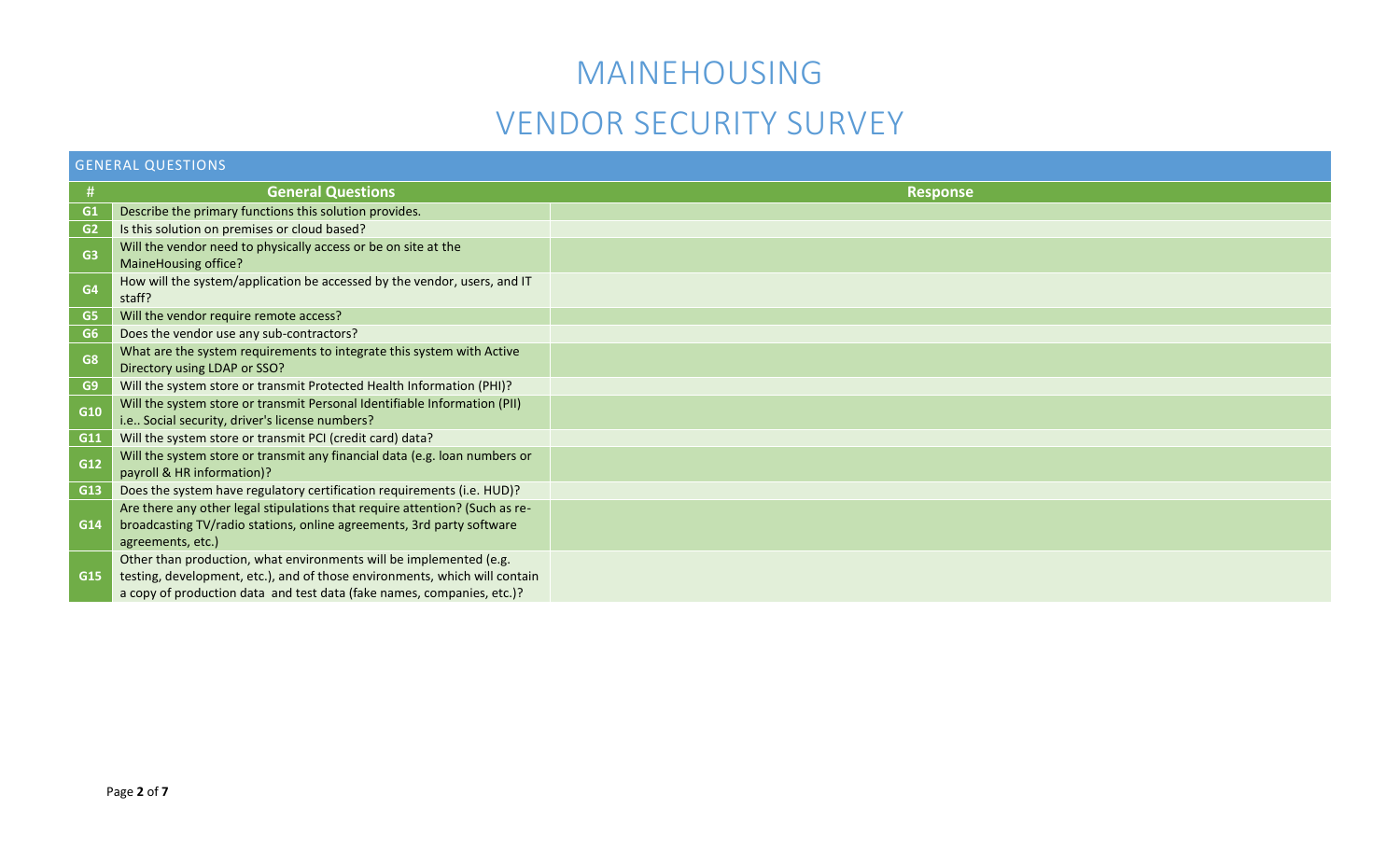# MAINEHOUSING

# VENDOR SECURITY SURVEY

## GENERAL QUESTIONS

| # | General Questions | Response |
|---|---|---|
| G1 | Describe the primary functions this solution provides. | |
| G2 | Is this solution on premises or cloud based? | |
| G3 | Will the vendor need to physically access or be on site at the MaineHousing office? | |
| G4 | How will the system/application be accessed by the vendor, users, and IT staff? | |
| G5 | Will the vendor require remote access? | |
| G6 | Does the vendor use any sub-contractors? | |
| G8 | What are the system requirements to integrate this system with Active Directory using LDAP or SSO? | |
| G9 | Will the system store or transmit Protected Health Information (PHI)? | |
| G10 | Will the system store or transmit Personal Identifiable Information (PII) i.e.. Social security, driver's license numbers? | |
| G11 | Will the system store or transmit PCI (credit card) data? | |
| G12 | Will the system store or transmit any financial data (e.g. loan numbers or payroll & HR information)? | |
| G13 | Does the system have regulatory certification requirements (i.e. HUD)? | |
| G14 | Are there any other legal stipulations that require attention? (Such as re-broadcasting TV/radio stations, online agreements, 3rd party software agreements, etc.) | |
| G15 | Other than production, what environments will be implemented (e.g. testing, development, etc.), and of those environments, which will contain a copy of production data and test data (fake names, companies, etc.)? | |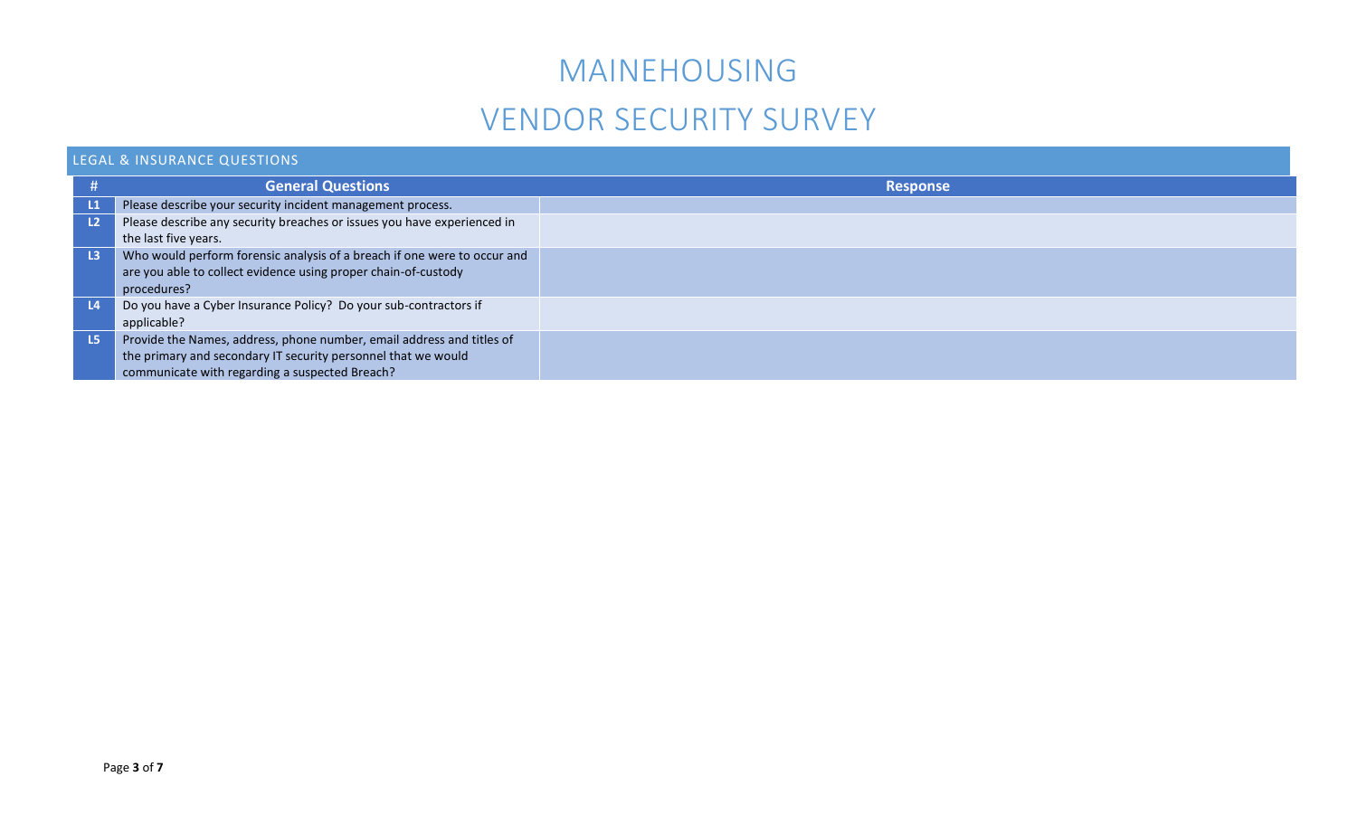# MAINEHOUSING

# VENDOR SECURITY SURVEY

## LEGAL & INSURANCE QUESTIONS

| # | General Questions | Response |
|---|---|---|
| L1 | Please describe your security incident management process. | |
| L2 | Please describe any security breaches or issues you have experienced in the last five years. | |
| L3 | Who would perform forensic analysis of a breach if one were to occur and are you able to collect evidence using proper chain-of-custody procedures? | |
| L4 | Do you have a Cyber Insurance Policy? Do your sub-contractors if applicable? | |
| L5 | Provide the Names, address, phone number, email address and titles of the primary and secondary IT security personnel that we would communicate with regarding a suspected Breach? | |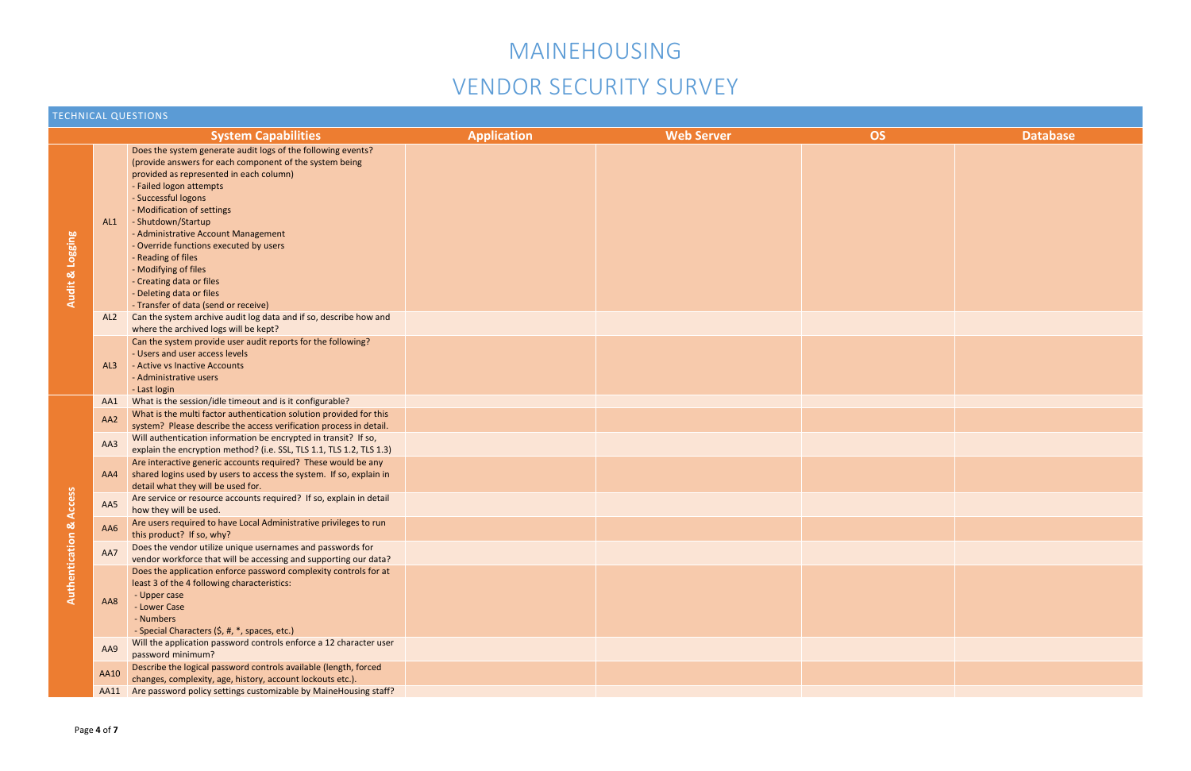# MAINEHOUSING

# VENDOR SECURITY SURVEY

## TECHNICAL QUESTIONS

| | | System Capabilities | Application | Web Server | OS | Database |
|---|---|---|---|---|---|---|
| Audit & Logging | AL1 | Does the system generate audit logs of the following events? (provide answers for each component of the system being provided as represented in each column)<br>- Failed logon attempts<br>- Successful logons<br>- Modification of settings<br>- Shutdown/Startup<br>- Administrative Account Management<br>- Override functions executed by users<br>- Reading of files<br>- Modifying of files<br>- Creating data or files<br>- Deleting data or files<br>- Transfer of data (send or receive) | | | | |
| | AL2 | Can the system archive audit log data and if so, describe how and where the archived logs will be kept? | | | | |
| | AL3 | Can the system provide user audit reports for the following?<br>- Users and user access levels<br>- Active vs Inactive Accounts<br>- Administrative users<br>- Last login | | | | |
| Authentication & Access | AA1 | What is the session/idle timeout and is it configurable? | | | | |
| | AA2 | What is the multi factor authentication solution provided for this system? Please describe the access verification process in detail. | | | | |
| | AA3 | Will authentication information be encrypted in transit? If so, explain the encryption method? (i.e. SSL, TLS 1.1, TLS 1.2, TLS 1.3) | | | | |
| | AA4 | Are interactive generic accounts required? These would be any shared logins used by users to access the system. If so, explain in detail what they will be used for. | | | | |
| | AA5 | Are service or resource accounts required? If so, explain in detail how they will be used. | | | | |
| | AA6 | Are users required to have Local Administrative privileges to run this product? If so, why? | | | | |
| | AA7 | Does the vendor utilize unique usernames and passwords for vendor workforce that will be accessing and supporting our data? | | | | |
| | AA8 | Does the application enforce password complexity controls for at least 3 of the 4 following characteristics:<br>- Upper case<br>- Lower Case<br>- Numbers<br>- Special Characters ($, #, *, spaces, etc.) | | | | |
| | AA9 | Will the application password controls enforce a 12 character user password minimum? | | | | |
| | AA10 | Describe the logical password controls available (length, forced changes, complexity, age, history, account lockouts etc.). | | | | |
| | AA11 | Are password policy settings customizable by MaineHousing staff? | | | | |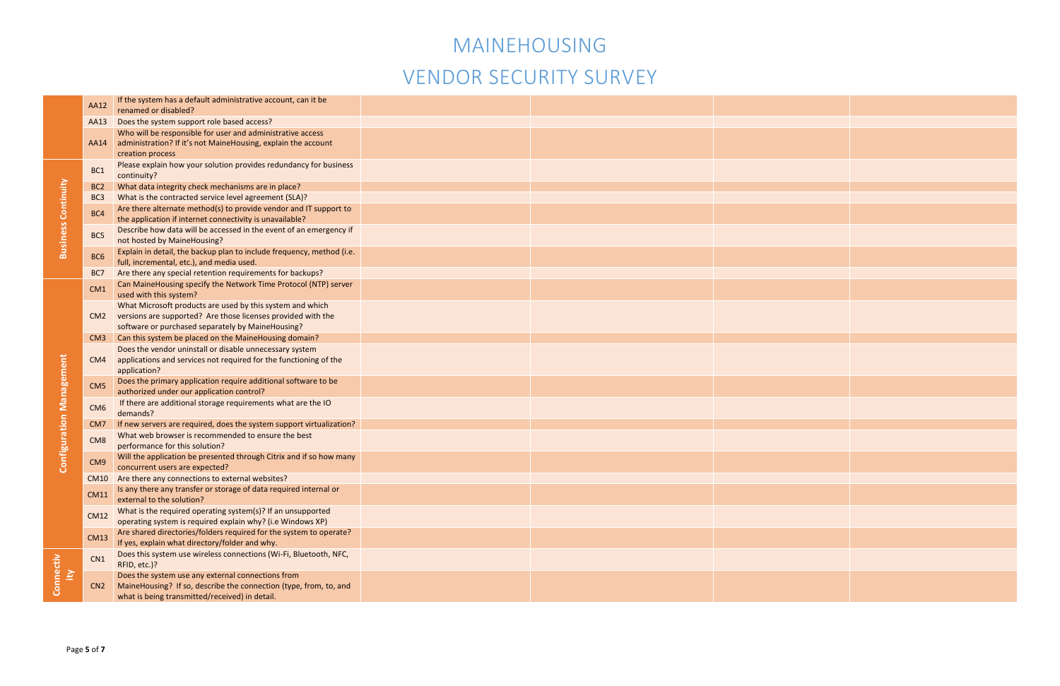# MAINEHOUSING

# VENDOR SECURITY SURVEY

| | | | | | | |
|---|---|---|---|---|---|---|
| | AA12 | If the system has a default administrative account, can it be renamed or disabled? | | | | |
| | AA13 | Does the system support role based access? | | | | |
| | AA14 | Who will be responsible for user and administrative access administration? If it's not MaineHousing, explain the account creation process | | | | |
| Business Continuity | BC1 | Please explain how your solution provides redundancy for business continuity? | | | | |
| | BC2 | What data integrity check mechanisms are in place? | | | | |
| | BC3 | What is the contracted service level agreement (SLA)? | | | | |
| | BC4 | Are there alternate method(s) to provide vendor and IT support to the application if internet connectivity is unavailable? | | | | |
| | BC5 | Describe how data will be accessed in the event of an emergency if not hosted by MaineHousing? | | | | |
| | BC6 | Explain in detail, the backup plan to include frequency, method (i.e. full, incremental, etc.), and media used. | | | | |
| | BC7 | Are there any special retention requirements for backups? | | | | |
| Configuration Management | CM1 | Can MaineHousing specify the Network Time Protocol (NTP) server used with this system? | | | | |
| | CM2 | What Microsoft products are used by this system and which versions are supported? Are those licenses provided with the software or purchased separately by MaineHousing? | | | | |
| | CM3 | Can this system be placed on the MaineHousing domain? | | | | |
| | CM4 | Does the vendor uninstall or disable unnecessary system applications and services not required for the functioning of the application? | | | | |
| | CM5 | Does the primary application require additional software to be authorized under our application control? | | | | |
| | CM6 | If there are additional storage requirements what are the IO demands? | | | | |
| | CM7 | If new servers are required, does the system support virtualization? | | | | |
| | CM8 | What web browser is recommended to ensure the best performance for this solution? | | | | |
| | CM9 | Will the application be presented through Citrix and if so how many concurrent users are expected? | | | | |
| | CM10 | Are there any connections to external websites? | | | | |
| | CM11 | Is any there any transfer or storage of data required internal or external to the solution? | | | | |
| | CM12 | What is the required operating system(s)? If an unsupported operating system is required explain why? (i.e Windows XP) | | | | |
| | CM13 | Are shared directories/folders required for the system to operate? If yes, explain what directory/folder and why. | | | | |
| Connectivity | CN1 | Does this system use wireless connections (Wi-Fi, Bluetooth, NFC, RFID, etc.)? | | | | |
| | CN2 | Does the system use any external connections from MaineHousing? If so, describe the connection (type, from, to, and what is being transmitted/received) in detail. | | | | |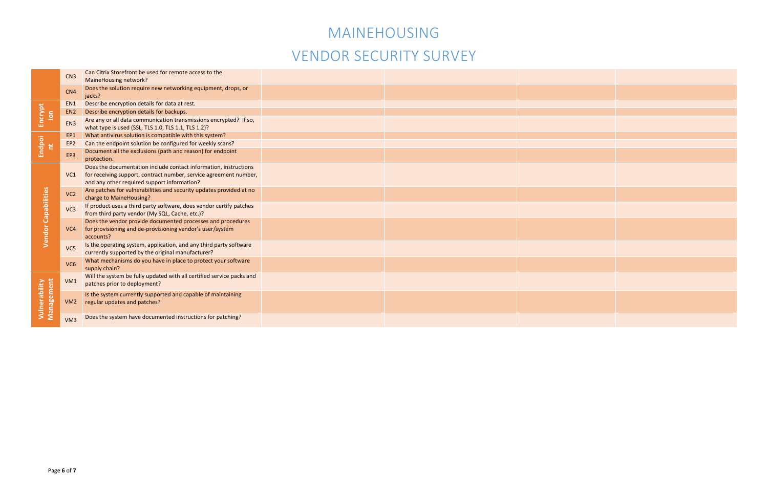# MAINEHOUSING

# VENDOR SECURITY SURVEY

| | | | | | | |
|---|---|---|---|---|---|---|
| | CN3 | Can Citrix Storefront be used for remote access to the MaineHousing network? | | | | |
| | CN4 | Does the solution require new networking equipment, drops, or jacks? | | | | |
| Encryption | EN1 | Describe encryption details for data at rest. | | | | |
| | EN2 | Describe encryption details for backups. | | | | |
| | EN3 | Are any or all data communication transmissions encrypted? If so, what type is used (SSL, TLS 1.0, TLS 1.1, TLS 1.2)? | | | | |
| Endpoint | EP1 | What antivirus solution is compatible with this system? | | | | |
| | EP2 | Can the endpoint solution be configured for weekly scans? | | | | |
| | EP3 | Document all the exclusions (path and reason) for endpoint protection. | | | | |
| Vendor Capabilities | VC1 | Does the documentation include contact information, instructions for receiving support, contract number, service agreement number, and any other required support information? | | | | |
| | VC2 | Are patches for vulnerabilities and security updates provided at no charge to MaineHousing? | | | | |
| | VC3 | If product uses a third party software, does vendor certify patches from third party vendor (My SQL, Cache, etc.)? | | | | |
| | VC4 | Does the vendor provide documented processes and procedures for provisioning and de-provisioning vendor's user/system accounts? | | | | |
| | VC5 | Is the operating system, application, and any third party software currently supported by the original manufacturer? | | | | |
| | VC6 | What mechanisms do you have in place to protect your software supply chain? | | | | |
| Vulnerability Management | VM1 | Will the system be fully updated with all certified service packs and patches prior to deployment? | | | | |
| | VM2 | Is the system currently supported and capable of maintaining regular updates and patches? | | | | |
| | VM3 | Does the system have documented instructions for patching? | | | | |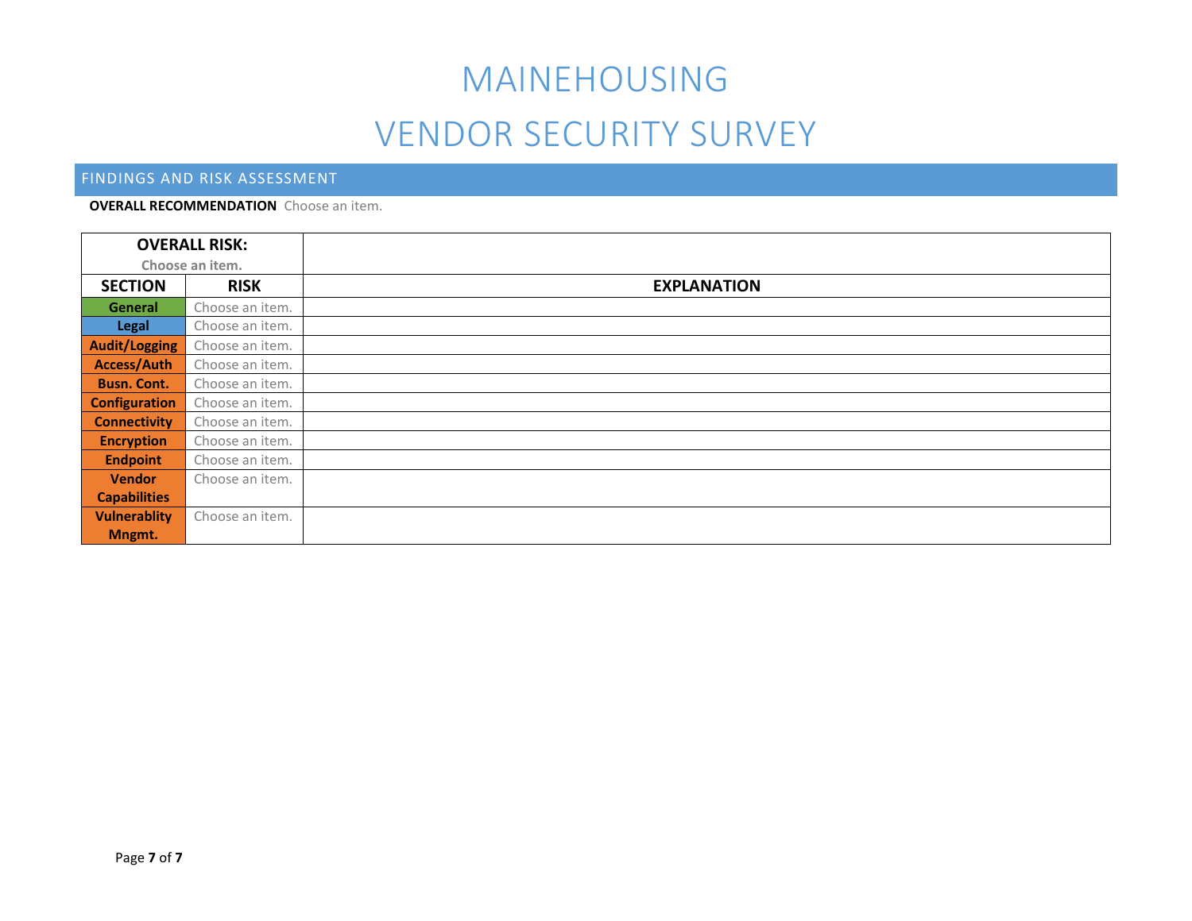# MAINEHOUSING

# VENDOR SECURITY SURVEY

## FINDINGS AND RISK ASSESSMENT

**OVERALL RECOMMENDATION** Choose an item.

| **OVERALL RISK:** Choose an item. | | |
|---|---|---|
| **SECTION** | **RISK** | **EXPLANATION** |
| **General** | Choose an item. | |
| **Legal** | Choose an item. | |
| **Audit/Logging** | Choose an item. | |
| **Access/Auth** | Choose an item. | |
| **Busn. Cont.** | Choose an item. | |
| **Configuration** | Choose an item. | |
| **Connectivity** | Choose an item. | |
| **Encryption** | Choose an item. | |
| **Endpoint** | Choose an item. | |
| **Vendor Capabilities** | Choose an item. | |
| **Vulnerablity Mngmt.** | Choose an item. | |